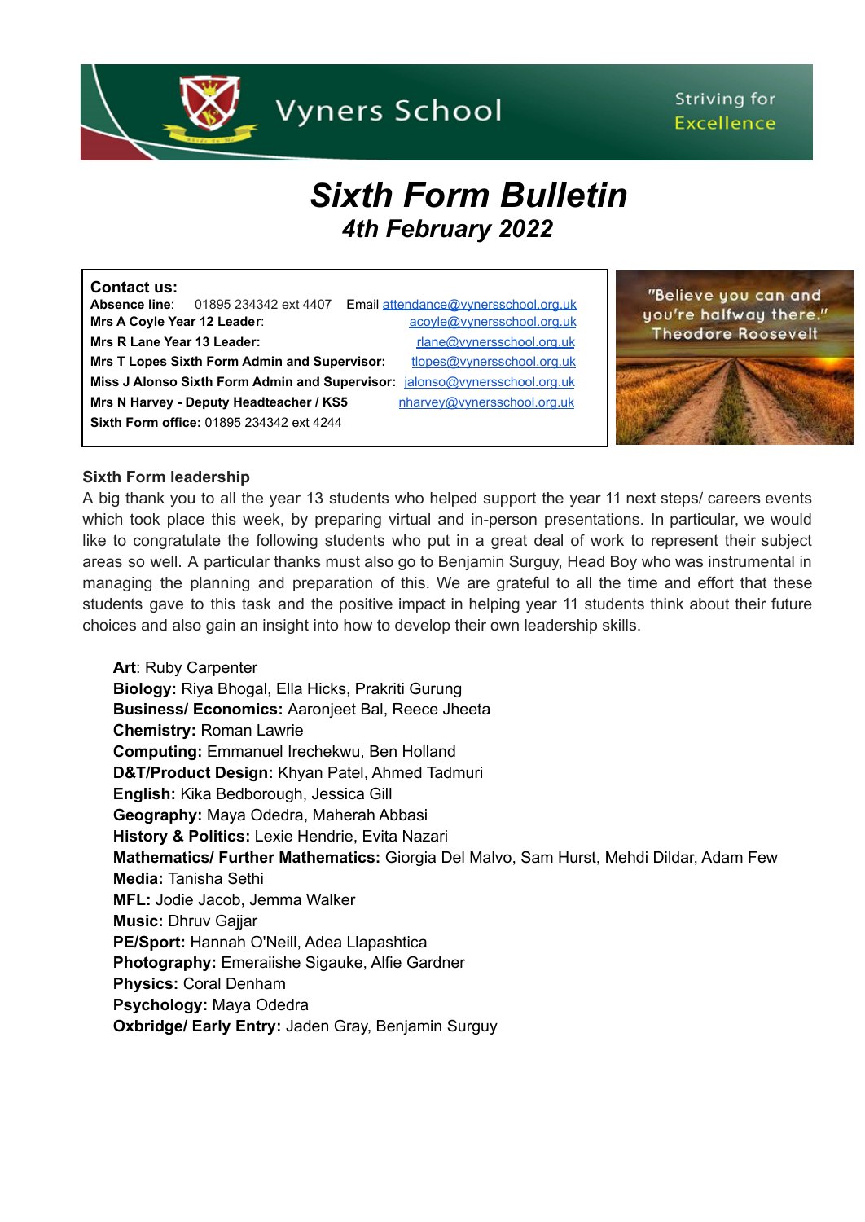Vyners School

Striving for Excellence

# *Sixth Form Bulletin*
## *4th February 2022*

**Contact us:**
**Absence line**: 01895 234342 ext 4407 Email attendance@vynersschool.org.uk
**Mrs A Coyle Year 12 Leade**r: acoyle@vynersschool.org.uk
**Mrs R Lane Year 13 Leader:** rlane@vynersschool.org.uk
**Mrs T Lopes Sixth Form Admin and Supervisor:** tlopes@vynersschool.org.uk
**Miss J Alonso Sixth Form Admin and Supervisor:** jalonso@vynersschool.org.uk
**Mrs N Harvey - Deputy Headteacher / KS5** nharvey@vynersschool.org.uk
**Sixth Form office:** 01895 234342 ext 4244

"Believe you can and you're halfway there." Theodore Roosevelt

### Sixth Form leadership

A big thank you to all the year 13 students who helped support the year 11 next steps/ careers events which took place this week, by preparing virtual and in-person presentations. In particular, we would like to congratulate the following students who put in a great deal of work to represent their subject areas so well. A particular thanks must also go to Benjamin Surguy, Head Boy who was instrumental in managing the planning and preparation of this. We are grateful to all the time and effort that these students gave to this task and the positive impact in helping year 11 students think about their future choices and also gain an insight into how to develop their own leadership skills.

**Art**: Ruby Carpenter
**Biology:** Riya Bhogal, Ella Hicks, Prakriti Gurung
**Business/ Economics:** Aaronjeet Bal, Reece Jheeta
**Chemistry:** Roman Lawrie
**Computing:** Emmanuel Irechekwu, Ben Holland
**D&T/Product Design:** Khyan Patel, Ahmed Tadmuri
**English:** Kika Bedborough, Jessica Gill
**Geography:** Maya Odedra, Maherah Abbasi
**History & Politics:** Lexie Hendrie, Evita Nazari
**Mathematics/ Further Mathematics:** Giorgia Del Malvo, Sam Hurst, Mehdi Dildar, Adam Few
**Media:** Tanisha Sethi
**MFL:** Jodie Jacob, Jemma Walker
**Music:** Dhruv Gajjar
**PE/Sport:** Hannah O'Neill, Adea Llapashtica
**Photography:** Emeraiishe Sigauke, Alfie Gardner
**Physics:** Coral Denham
**Psychology:** Maya Odedra
**Oxbridge/ Early Entry:** Jaden Gray, Benjamin Surguy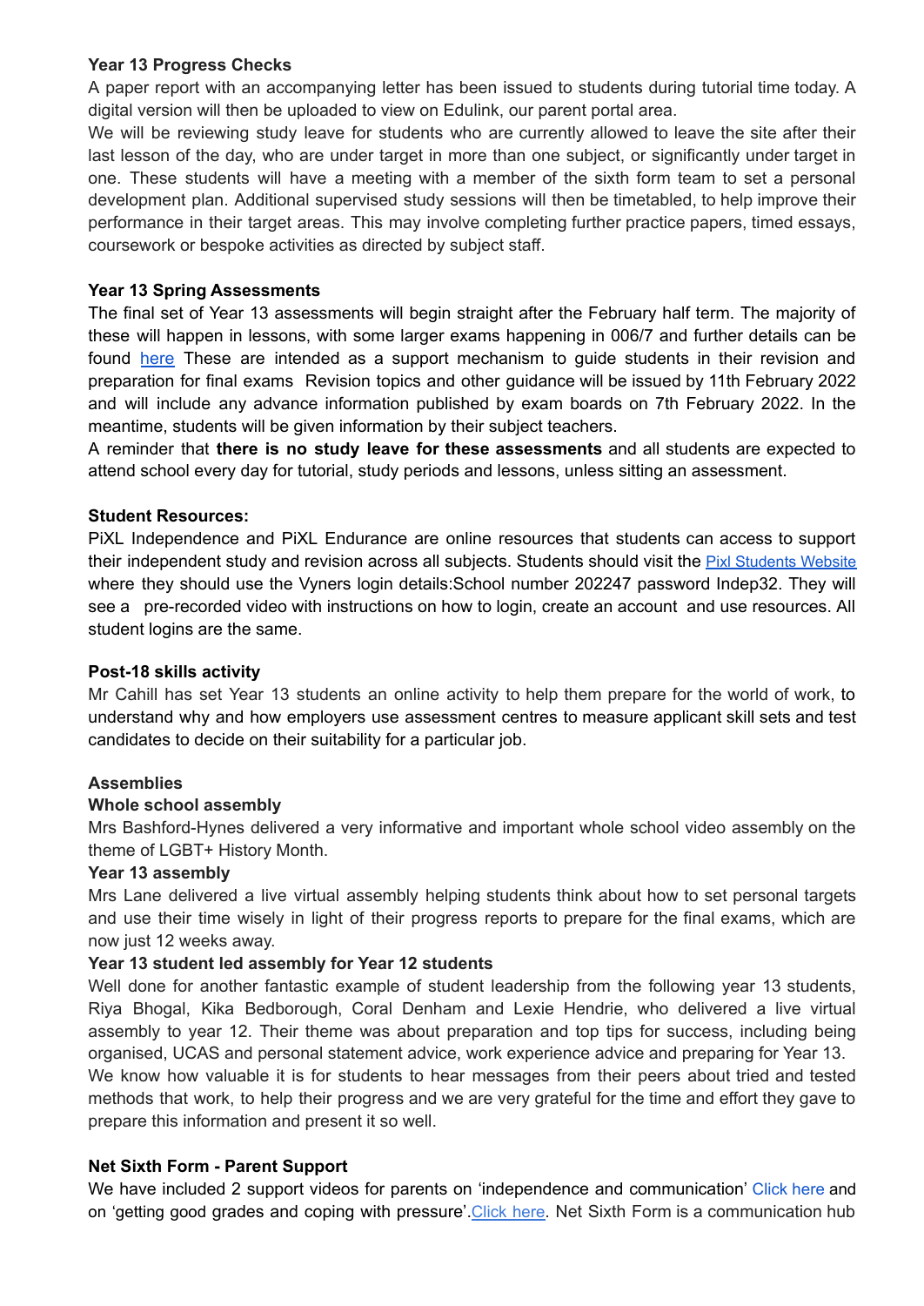**Year 13 Progress Checks**

A paper report with an accompanying letter has been issued to students during tutorial time today. A digital version will then be uploaded to view on Edulink, our parent portal area.

We will be reviewing study leave for students who are currently allowed to leave the site after their last lesson of the day, who are under target in more than one subject, or significantly under target in one. These students will have a meeting with a member of the sixth form team to set a personal development plan. Additional supervised study sessions will then be timetabled, to help improve their performance in their target areas. This may involve completing further practice papers, timed essays, coursework or bespoke activities as directed by subject staff.

**Year 13 Spring Assessments**

The final set of Year 13 assessments will begin straight after the February half term. The majority of these will happen in lessons, with some larger exams happening in 006/7 and further details can be found here These are intended as a support mechanism to guide students in their revision and preparation for final exams  Revision topics and other guidance will be issued by 11th February 2022 and will include any advance information published by exam boards on 7th February 2022. In the meantime, students will be given information by their subject teachers.

A reminder that **there is no study leave for these assessments** and all students are expected to attend school every day for tutorial, study periods and lessons, unless sitting an assessment.

**Student Resources:**

PiXL Independence and PiXL Endurance are online resources that students can access to support their independent study and revision across all subjects. Students should visit the Pixl Students Website where they should use the Vyners login details:School number 202247 password Indep32. They will see a  pre-recorded video with instructions on how to login, create an account  and use resources. All student logins are the same.

**Post-18 skills activity**

Mr Cahill has set Year 13 students an online activity to help them prepare for the world of work, to understand why and how employers use assessment centres to measure applicant skill sets and test candidates to decide on their suitability for a particular job.

**Assemblies**

**Whole school assembly**

Mrs Bashford-Hynes delivered a very informative and important whole school video assembly on the theme of LGBT+ History Month.

**Year 13 assembly**

Mrs Lane delivered a live virtual assembly helping students think about how to set personal targets and use their time wisely in light of their progress reports to prepare for the final exams, which are now just 12 weeks away.

**Year 13 student led assembly for Year 12 students**

Well done for another fantastic example of student leadership from the following year 13 students, Riya Bhogal, Kika Bedborough, Coral Denham and Lexie Hendrie, who delivered a live virtual assembly to year 12. Their theme was about preparation and top tips for success, including being organised, UCAS and personal statement advice, work experience advice and preparing for Year 13.

We know how valuable it is for students to hear messages from their peers about tried and tested methods that work, to help their progress and we are very grateful for the time and effort they gave to prepare this information and present it so well.

**Net Sixth Form - Parent Support**

We have included 2 support videos for parents on 'independence and communication' Click here and on 'getting good grades and coping with pressure'.Click here. Net Sixth Form is a communication hub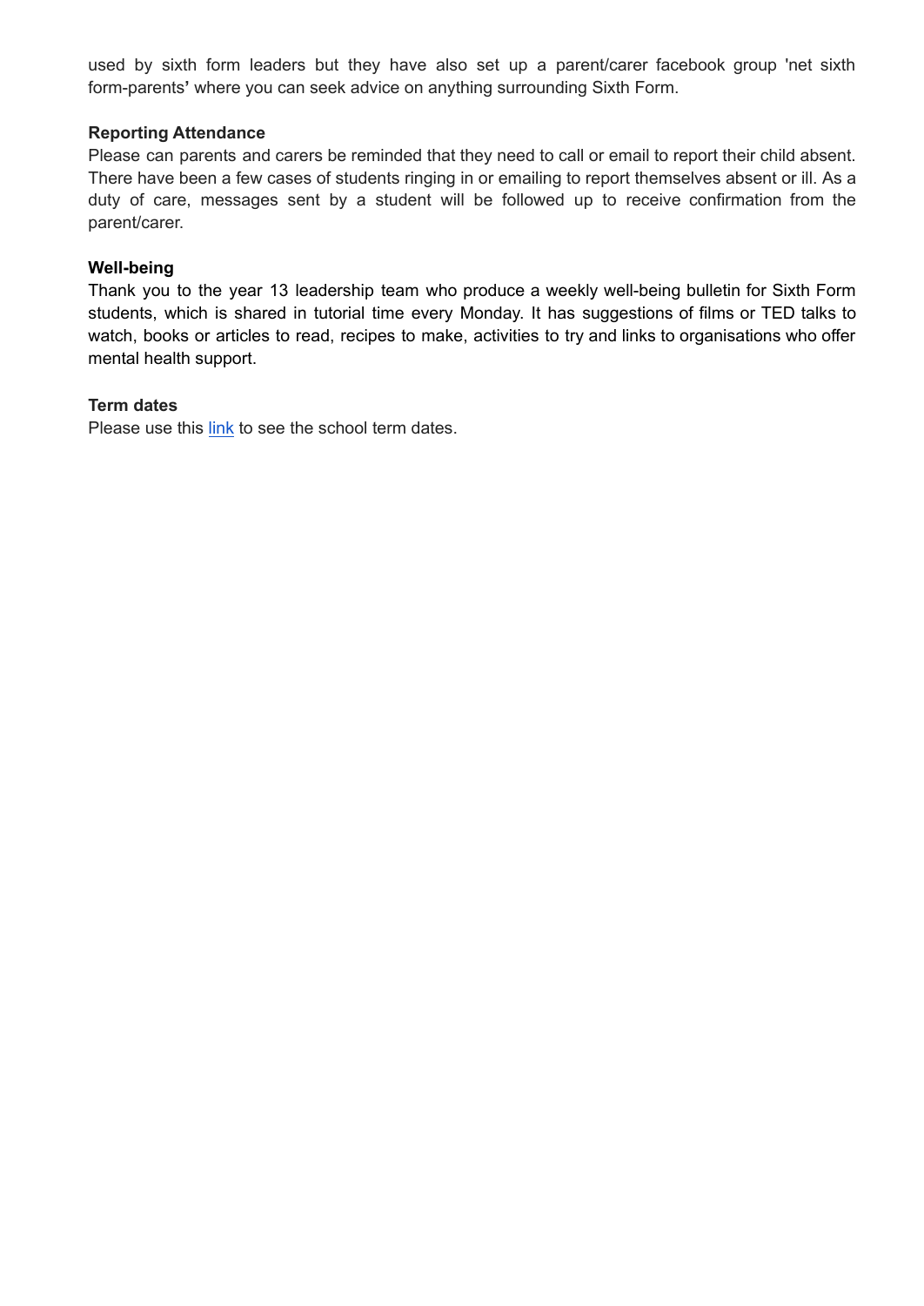used by sixth form leaders but they have also set up a parent/carer facebook group 'net sixth form-parents' where you can seek advice on anything surrounding Sixth Form.

**Reporting Attendance**

Please can parents and carers be reminded that they need to call or email to report their child absent. There have been a few cases of students ringing in or emailing to report themselves absent or ill. As a duty of care, messages sent by a student will be followed up to receive confirmation from the parent/carer.

**Well-being**

Thank you to the year 13 leadership team who produce a weekly well-being bulletin for Sixth Form students, which is shared in tutorial time every Monday. It has suggestions of films or TED talks to watch, books or articles to read, recipes to make, activities to try and links to organisations who offer mental health support.

**Term dates**

Please use this link to see the school term dates.